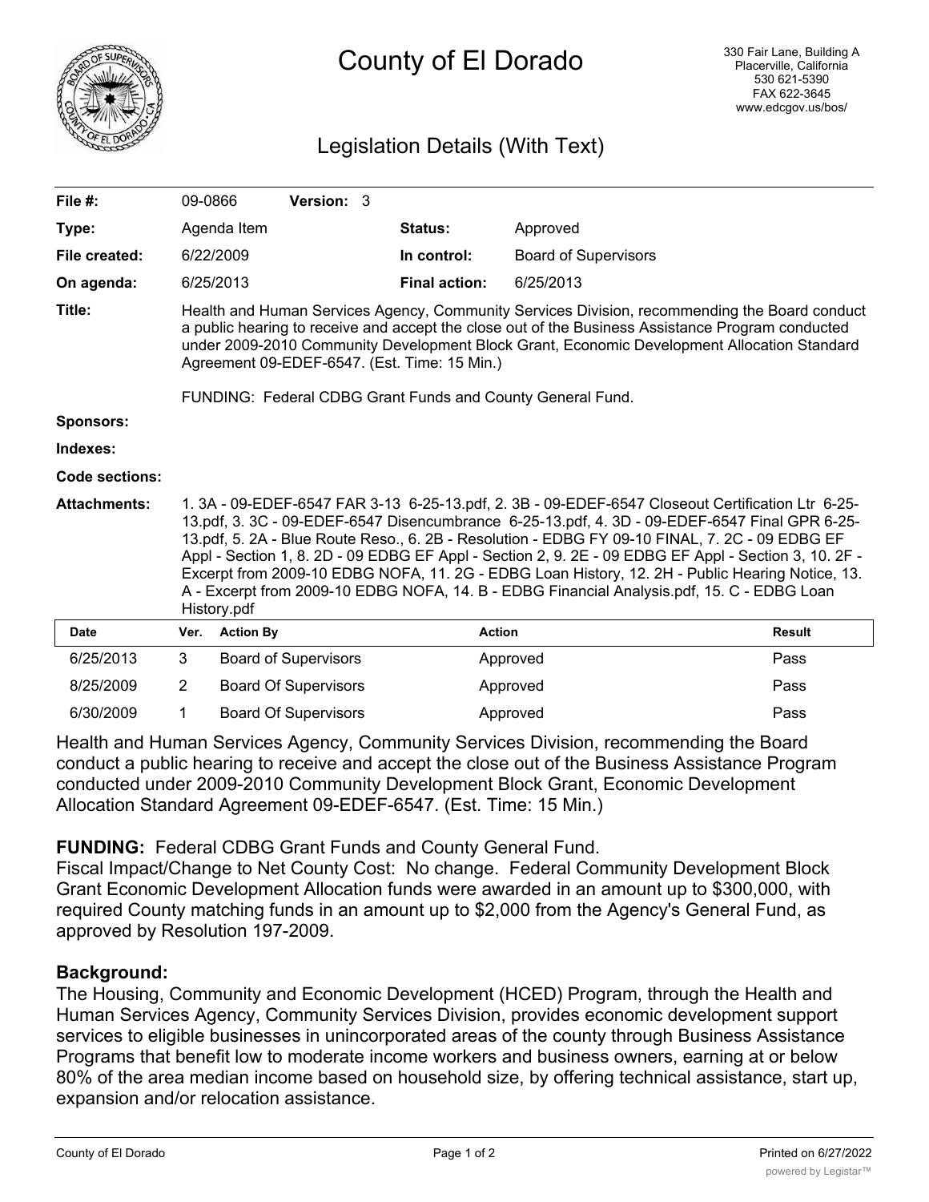# County of El Dorado

330 Fair Lane, Building A
Placerville, California
530 621-5390
FAX 622-3645
www.edcgov.us/bos/

## Legislation Details (With Text)

| | | | |
|---|---|---|---|
| **File #:** | 09-0866 **Version:** 3 | | |
| **Type:** | Agenda Item | **Status:** | Approved |
| **File created:** | 6/22/2009 | **In control:** | Board of Supervisors |
| **On agenda:** | 6/25/2013 | **Final action:** | 6/25/2013 |

**Title:** Health and Human Services Agency, Community Services Division, recommending the Board conduct a public hearing to receive and accept the close out of the Business Assistance Program conducted under 2009-2010 Community Development Block Grant, Economic Development Allocation Standard Agreement 09-EDEF-6547. (Est. Time: 15 Min.)

FUNDING: Federal CDBG Grant Funds and County General Fund.

**Sponsors:**

**Indexes:**

**Code sections:**

**Attachments:** 1. 3A - 09-EDEF-6547 FAR 3-13 6-25-13.pdf, 2. 3B - 09-EDEF-6547 Closeout Certification Ltr 6-25-13.pdf, 3. 3C - 09-EDEF-6547 Disencumbrance 6-25-13.pdf, 4. 3D - 09-EDEF-6547 Final GPR 6-25-13.pdf, 5. 2A - Blue Route Reso., 6. 2B - Resolution - EDBG FY 09-10 FINAL, 7. 2C - 09 EDBG EF Appl - Section 1, 8. 2D - 09 EDBG EF Appl - Section 2, 9. 2E - 09 EDBG EF Appl - Section 3, 10. 2F - Excerpt from 2009-10 EDBG NOFA, 11. 2G - EDBG Loan History, 12. 2H - Public Hearing Notice, 13. A - Excerpt from 2009-10 EDBG NOFA, 14. B - EDBG Financial Analysis.pdf, 15. C - EDBG Loan History.pdf

| Date | Ver. | Action By | Action | Result |
|---|---|---|---|---|
| 6/25/2013 | 3 | Board of Supervisors | Approved | Pass |
| 8/25/2009 | 2 | Board Of Supervisors | Approved | Pass |
| 6/30/2009 | 1 | Board Of Supervisors | Approved | Pass |

Health and Human Services Agency, Community Services Division, recommending the Board conduct a public hearing to receive and accept the close out of the Business Assistance Program conducted under 2009-2010 Community Development Block Grant, Economic Development Allocation Standard Agreement 09-EDEF-6547. (Est. Time: 15 Min.)

**FUNDING:** Federal CDBG Grant Funds and County General Fund.
Fiscal Impact/Change to Net County Cost: No change. Federal Community Development Block Grant Economic Development Allocation funds were awarded in an amount up to $300,000, with required County matching funds in an amount up to $2,000 from the Agency's General Fund, as approved by Resolution 197-2009.

**Background:**
The Housing, Community and Economic Development (HCED) Program, through the Health and Human Services Agency, Community Services Division, provides economic development support services to eligible businesses in unincorporated areas of the county through Business Assistance Programs that benefit low to moderate income workers and business owners, earning at or below 80% of the area median income based on household size, by offering technical assistance, start up, expansion and/or relocation assistance.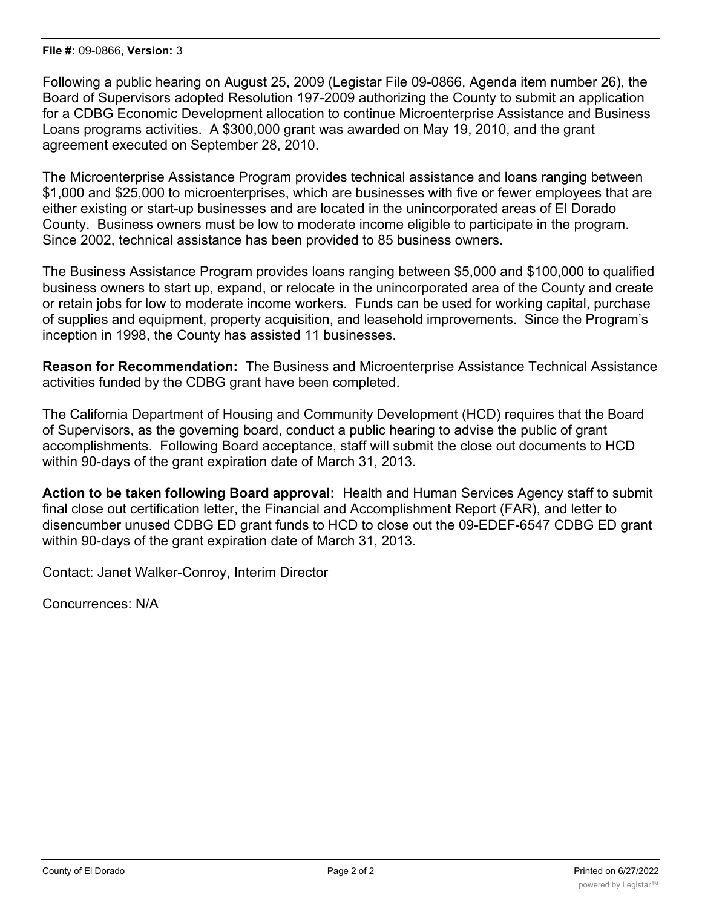Following a public hearing on August 25, 2009 (Legistar File 09-0866, Agenda item number 26), the Board of Supervisors adopted Resolution 197-2009 authorizing the County to submit an application for a CDBG Economic Development allocation to continue Microenterprise Assistance and Business Loans programs activities. A $300,000 grant was awarded on May 19, 2010, and the grant agreement executed on September 28, 2010.

The Microenterprise Assistance Program provides technical assistance and loans ranging between $1,000 and $25,000 to microenterprises, which are businesses with five or fewer employees that are either existing or start-up businesses and are located in the unincorporated areas of El Dorado County. Business owners must be low to moderate income eligible to participate in the program. Since 2002, technical assistance has been provided to 85 business owners.

The Business Assistance Program provides loans ranging between $5,000 and $100,000 to qualified business owners to start up, expand, or relocate in the unincorporated area of the County and create or retain jobs for low to moderate income workers. Funds can be used for working capital, purchase of supplies and equipment, property acquisition, and leasehold improvements. Since the Program's inception in 1998, the County has assisted 11 businesses.

**Reason for Recommendation:** The Business and Microenterprise Assistance Technical Assistance activities funded by the CDBG grant have been completed.

The California Department of Housing and Community Development (HCD) requires that the Board of Supervisors, as the governing board, conduct a public hearing to advise the public of grant accomplishments. Following Board acceptance, staff will submit the close out documents to HCD within 90-days of the grant expiration date of March 31, 2013.

**Action to be taken following Board approval:** Health and Human Services Agency staff to submit final close out certification letter, the Financial and Accomplishment Report (FAR), and letter to disencumber unused CDBG ED grant funds to HCD to close out the 09-EDEF-6547 CDBG ED grant within 90-days of the grant expiration date of March 31, 2013.

Contact: Janet Walker-Conroy, Interim Director

Concurrences: N/A